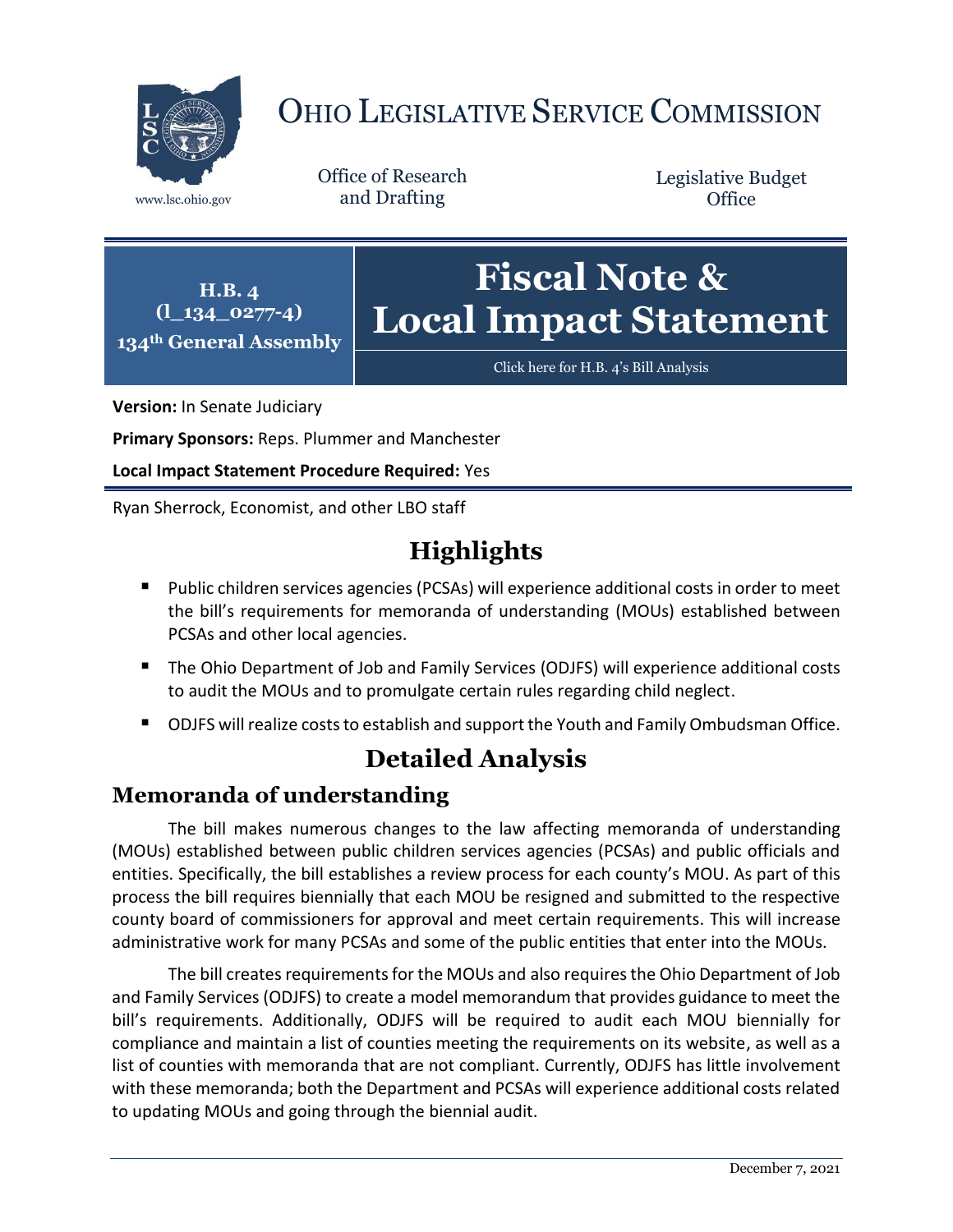# OHIO LEGISLATIVE SERVICE COMMISSION

www.lsc.ohio.gov

Office of Research and Drafting

Legislative Budget Office

**H.B. 4**
**(l_134_0277-4)**
**134th General Assembly**

# Fiscal Note & Local Impact Statement

Click here for H.B. 4's Bill Analysis

**Version:** In Senate Judiciary

**Primary Sponsors:** Reps. Plummer and Manchester

**Local Impact Statement Procedure Required:** Yes

Ryan Sherrock, Economist, and other LBO staff

## Highlights

- Public children services agencies (PCSAs) will experience additional costs in order to meet the bill's requirements for memoranda of understanding (MOUs) established between PCSAs and other local agencies.
- The Ohio Department of Job and Family Services (ODJFS) will experience additional costs to audit the MOUs and to promulgate certain rules regarding child neglect.
- ODJFS will realize costs to establish and support the Youth and Family Ombudsman Office.

## Detailed Analysis

### Memoranda of understanding

The bill makes numerous changes to the law affecting memoranda of understanding (MOUs) established between public children services agencies (PCSAs) and public officials and entities. Specifically, the bill establishes a review process for each county's MOU. As part of this process the bill requires biennially that each MOU be resigned and submitted to the respective county board of commissioners for approval and meet certain requirements. This will increase administrative work for many PCSAs and some of the public entities that enter into the MOUs.

The bill creates requirements for the MOUs and also requires the Ohio Department of Job and Family Services (ODJFS) to create a model memorandum that provides guidance to meet the bill's requirements. Additionally, ODJFS will be required to audit each MOU biennially for compliance and maintain a list of counties meeting the requirements on its website, as well as a list of counties with memoranda that are not compliant. Currently, ODJFS has little involvement with these memoranda; both the Department and PCSAs will experience additional costs related to updating MOUs and going through the biennial audit.

December 7, 2021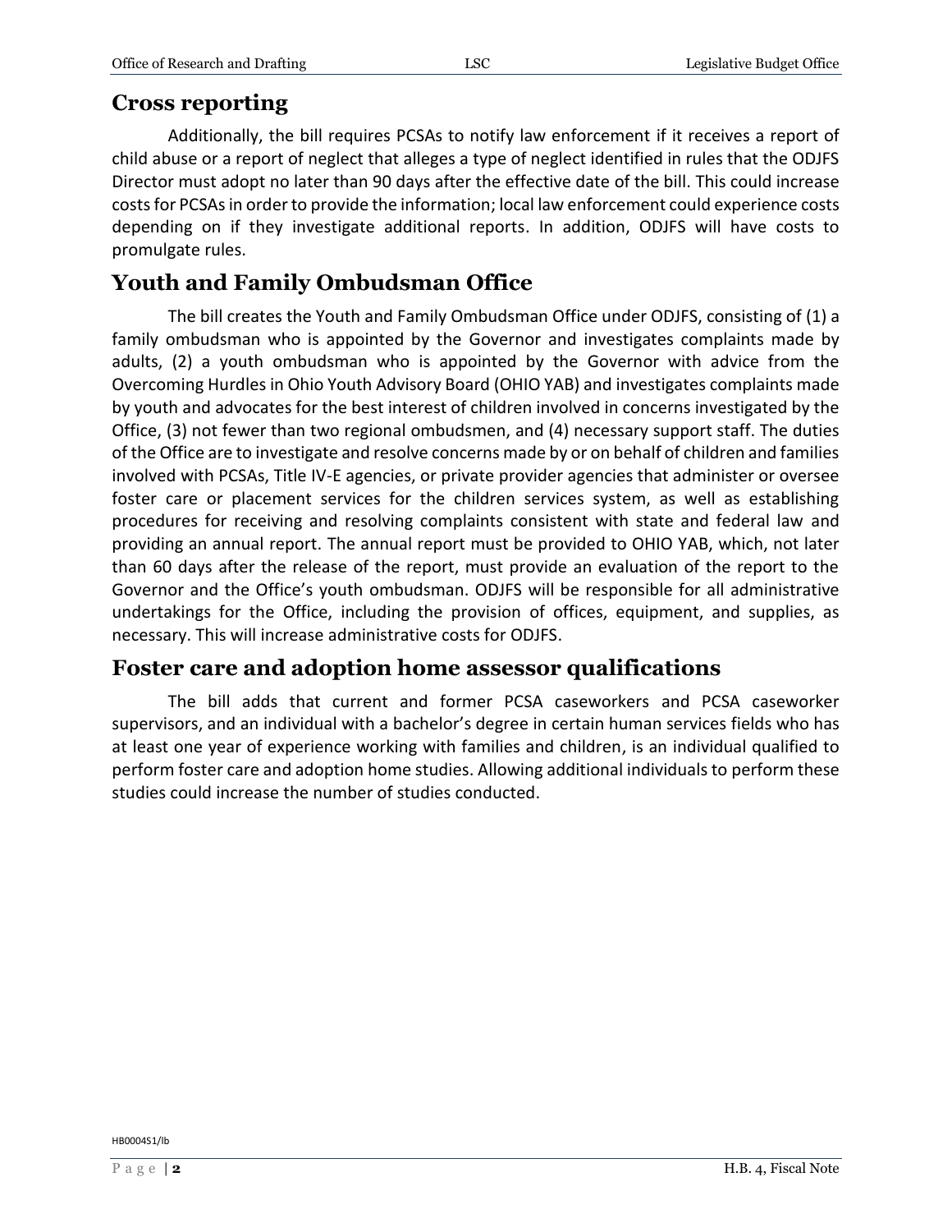## Cross reporting

Additionally, the bill requires PCSAs to notify law enforcement if it receives a report of child abuse or a report of neglect that alleges a type of neglect identified in rules that the ODJFS Director must adopt no later than 90 days after the effective date of the bill. This could increase costs for PCSAs in order to provide the information; local law enforcement could experience costs depending on if they investigate additional reports. In addition, ODJFS will have costs to promulgate rules.

## Youth and Family Ombudsman Office

The bill creates the Youth and Family Ombudsman Office under ODJFS, consisting of (1) a family ombudsman who is appointed by the Governor and investigates complaints made by adults, (2) a youth ombudsman who is appointed by the Governor with advice from the Overcoming Hurdles in Ohio Youth Advisory Board (OHIO YAB) and investigates complaints made by youth and advocates for the best interest of children involved in concerns investigated by the Office, (3) not fewer than two regional ombudsmen, and (4) necessary support staff. The duties of the Office are to investigate and resolve concerns made by or on behalf of children and families involved with PCSAs, Title IV-E agencies, or private provider agencies that administer or oversee foster care or placement services for the children services system, as well as establishing procedures for receiving and resolving complaints consistent with state and federal law and providing an annual report. The annual report must be provided to OHIO YAB, which, not later than 60 days after the release of the report, must provide an evaluation of the report to the Governor and the Office's youth ombudsman. ODJFS will be responsible for all administrative undertakings for the Office, including the provision of offices, equipment, and supplies, as necessary. This will increase administrative costs for ODJFS.

## Foster care and adoption home assessor qualifications

The bill adds that current and former PCSA caseworkers and PCSA caseworker supervisors, and an individual with a bachelor's degree in certain human services fields who has at least one year of experience working with families and children, is an individual qualified to perform foster care and adoption home studies. Allowing additional individuals to perform these studies could increase the number of studies conducted.

HB0004S1/lb